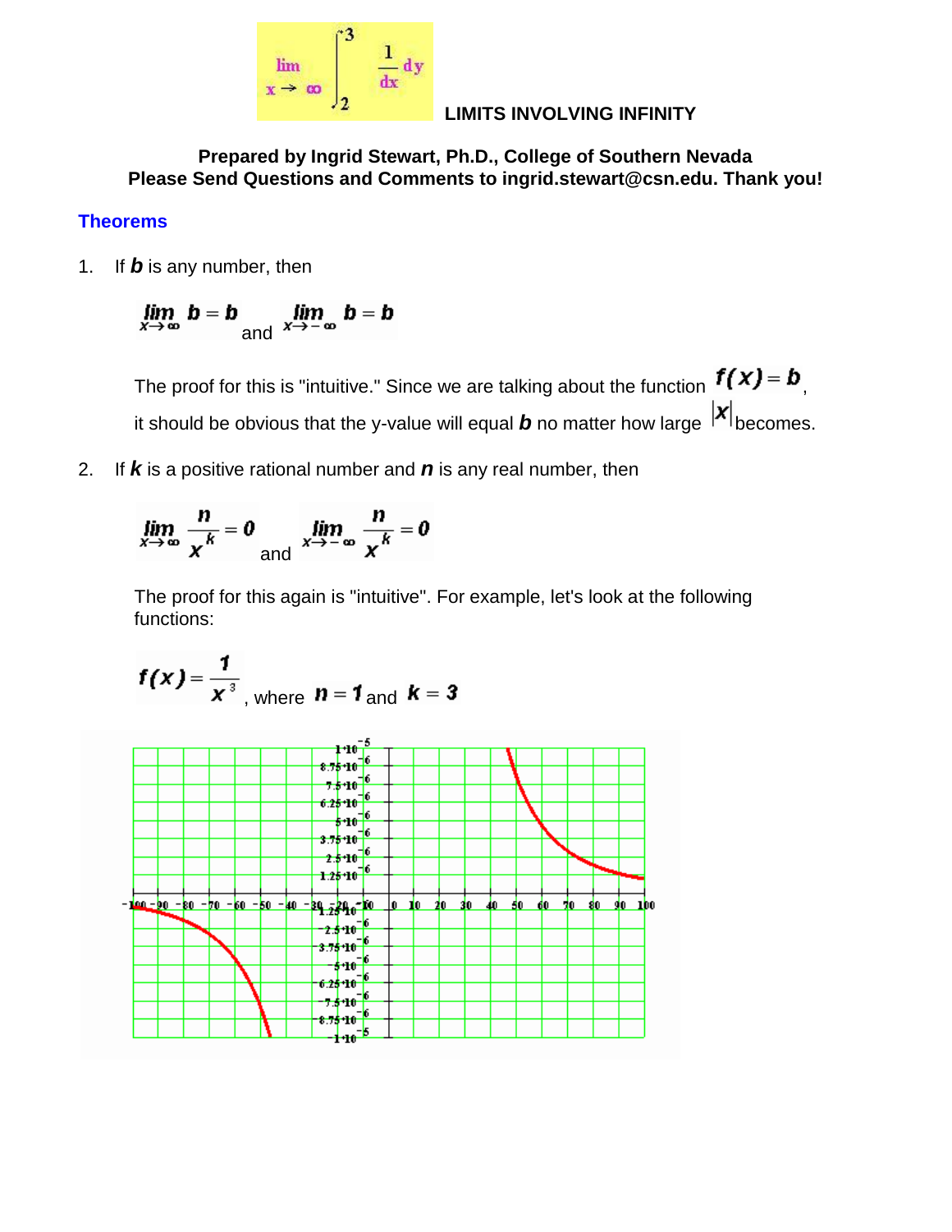$$\lim_{x \to \infty} \int_2^3 \frac{1}{dx} dy$$

**LIMITS INVOLVING INFINITY**

**Prepared by Ingrid Stewart, Ph.D., College of Southern Nevada**
**Please Send Questions and Comments to ingrid.stewart@csn.edu. Thank you!**

## Theorems

1. If ***b*** is any number, then

$$\lim_{x \to \infty} b = b \quad \text{and} \quad \lim_{x \to -\infty} b = b$$

The proof for this is "intuitive." Since we are talking about the function $f(x) = b$, it should be obvious that the y-value will equal ***b*** no matter how large $|x|$ becomes.

2. If ***k*** is a positive rational number and ***n*** is any real number, then

$$\lim_{x \to \infty} \frac{n}{x^k} = 0 \quad \text{and} \quad \lim_{x \to -\infty} \frac{n}{x^k} = 0$$

The proof for this again is "intuitive". For example, let's look at the following functions:

$f(x) = \dfrac{1}{x^3}$, where $n = 1$ and $k = 3$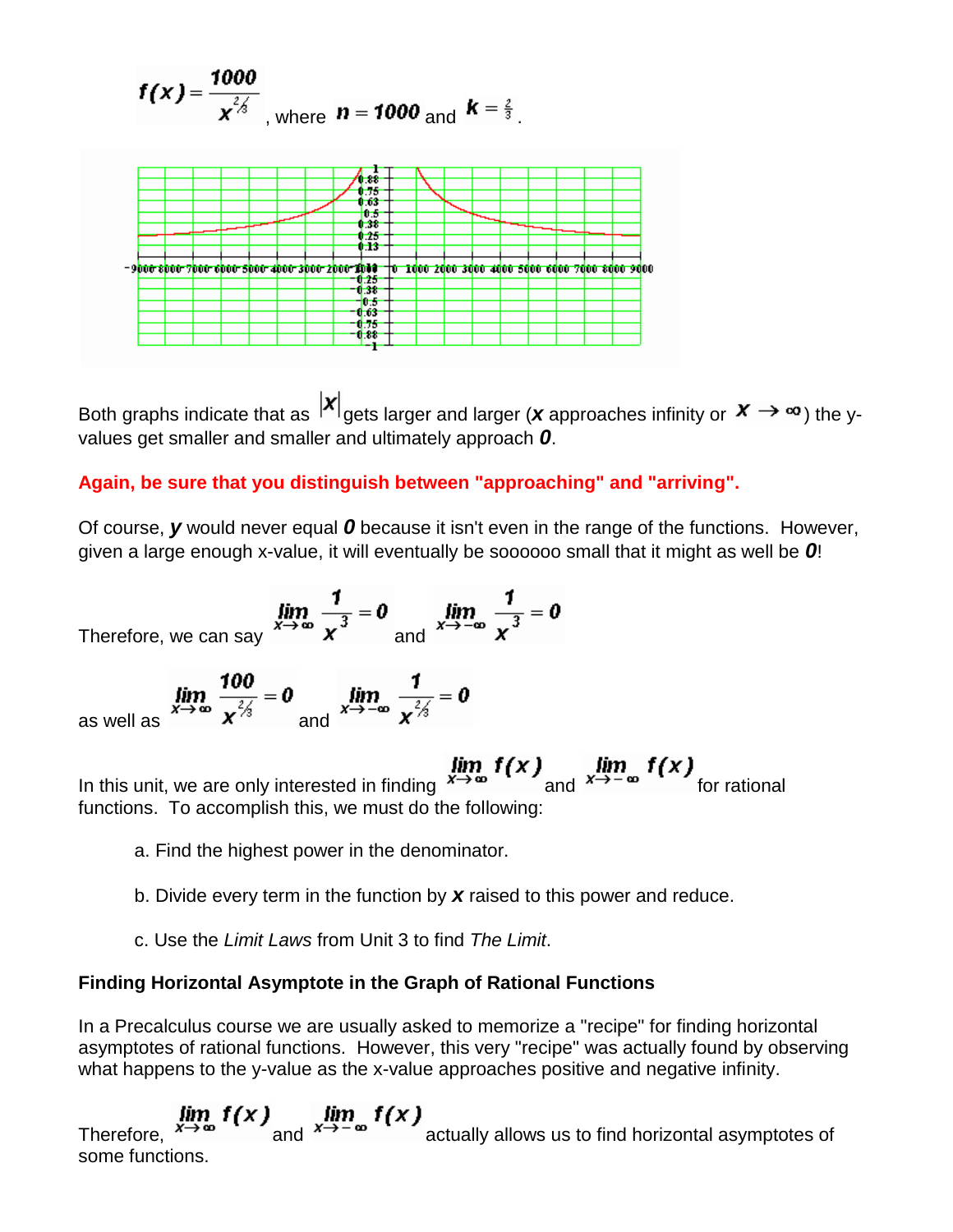$f(x) = \frac{1000}{x^{2/3}}$, where $n = 1000$ and $k = \frac{2}{3}$.

Both graphs indicate that as $|x|$ gets larger and larger ($x$ approaches infinity or $x \to \infty$) the y-values get smaller and smaller and ultimately approach $0$.

**Again, be sure that you distinguish between "approaching" and "arriving".**

Of course, $y$ would never equal $0$ because it isn't even in the range of the functions. However, given a large enough x-value, it will eventually be soooooo small that it might as well be $0$!

Therefore, we can say $\lim_{x \to \infty} \frac{1}{x^3} = 0$ and $\lim_{x \to -\infty} \frac{1}{x^3} = 0$

as well as $\lim_{x \to \infty} \frac{100}{x^{2/3}} = 0$ and $\lim_{x \to -\infty} \frac{1}{x^{2/3}} = 0$

In this unit, we are only interested in finding $\lim_{x \to \infty} f(x)$ and $\lim_{x \to -\infty} f(x)$ for rational functions. To accomplish this, we must do the following:

a. Find the highest power in the denominator.

b. Divide every term in the function by $x$ raised to this power and reduce.

c. Use the *Limit Laws* from Unit 3 to find *The Limit*.

**Finding Horizontal Asymptote in the Graph of Rational Functions**

In a Precalculus course we are usually asked to memorize a "recipe" for finding horizontal asymptotes of rational functions. However, this very "recipe" was actually found by observing what happens to the y-value as the x-value approaches positive and negative infinity.

Therefore, $\lim_{x \to \infty} f(x)$ and $\lim_{x \to -\infty} f(x)$ actually allows us to find horizontal asymptotes of some functions.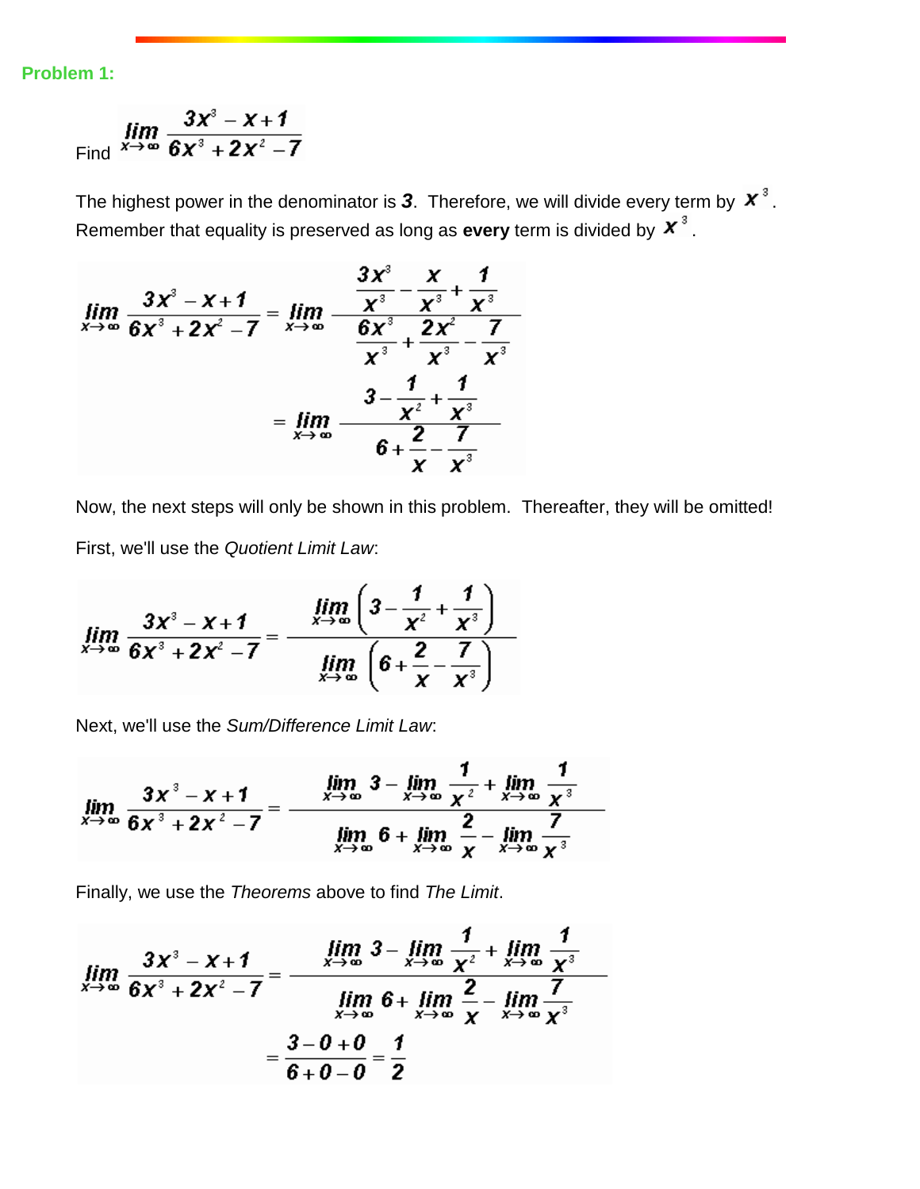**Problem 1:**

Find $\lim_{x \to \infty} \frac{3x^3 - x + 1}{6x^3 + 2x^2 - 7}$

The highest power in the denominator is ***3***. Therefore, we will divide every term by $x^3$. Remember that equality is preserved as long as **every** term is divided by $x^3$.

$$\lim_{x \to \infty} \frac{3x^3 - x + 1}{6x^3 + 2x^2 - 7} = \lim_{x \to \infty} \frac{\frac{3x^3}{x^3} - \frac{x}{x^3} + \frac{1}{x^3}}{\frac{6x^3}{x^3} + \frac{2x^2}{x^3} - \frac{7}{x^3}}$$

$$= \lim_{x \to \infty} \frac{3 - \frac{1}{x^2} + \frac{1}{x^3}}{6 + \frac{2}{x} - \frac{7}{x^3}}$$

Now, the next steps will only be shown in this problem. Thereafter, they will be omitted!

First, we'll use the *Quotient Limit Law*:

$$\lim_{x \to \infty} \frac{3x^3 - x + 1}{6x^3 + 2x^2 - 7} = \frac{\lim_{x \to \infty} \left(3 - \frac{1}{x^2} + \frac{1}{x^3}\right)}{\lim_{x \to \infty} \left(6 + \frac{2}{x} - \frac{7}{x^3}\right)}$$

Next, we'll use the *Sum/Difference Limit Law*:

$$\lim_{x \to \infty} \frac{3x^3 - x + 1}{6x^3 + 2x^2 - 7} = \frac{\lim_{x \to \infty} 3 - \lim_{x \to \infty} \frac{1}{x^2} + \lim_{x \to \infty} \frac{1}{x^3}}{\lim_{x \to \infty} 6 + \lim_{x \to \infty} \frac{2}{x} - \lim_{x \to \infty} \frac{7}{x^3}}$$

Finally, we use the *Theorems* above to find *The Limit*.

$$\lim_{x \to \infty} \frac{3x^3 - x + 1}{6x^3 + 2x^2 - 7} = \frac{\lim_{x \to \infty} 3 - \lim_{x \to \infty} \frac{1}{x^2} + \lim_{x \to \infty} \frac{1}{x^3}}{\lim_{x \to \infty} 6 + \lim_{x \to \infty} \frac{2}{x} - \lim_{x \to \infty} \frac{7}{x^3}}$$

$$= \frac{3 - 0 + 0}{6 + 0 - 0} = \frac{1}{2}$$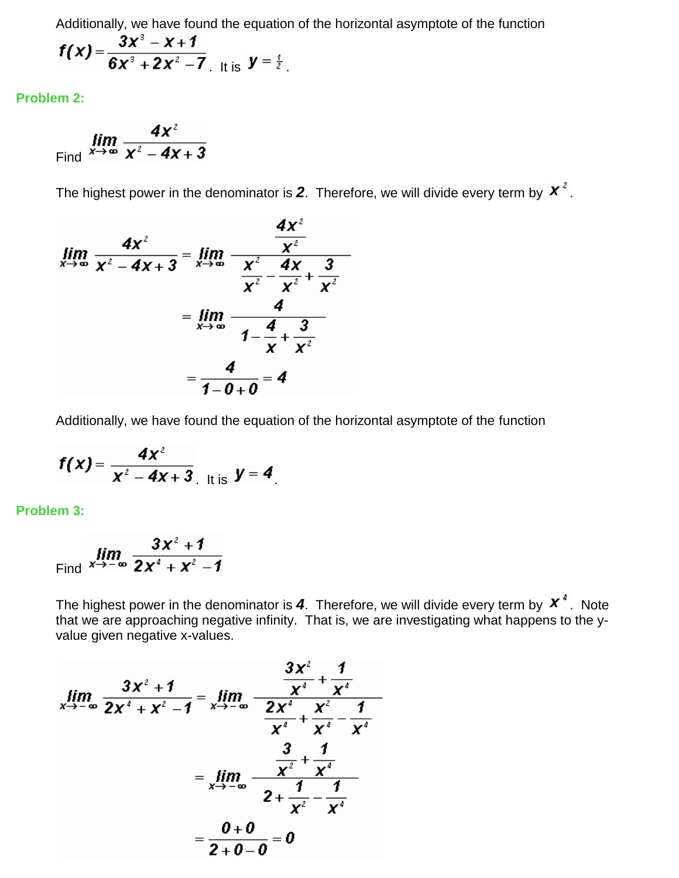Additionally, we have found the equation of the horizontal asymptote of the function $f(x)=\dfrac{3x^3-x+1}{6x^3+2x^2-7}$. It is $y=\frac{1}{2}$.

**Problem 2:**

Find $\displaystyle\lim_{x\to\infty}\frac{4x^2}{x^2-4x+3}$

The highest power in the denominator is ***2***. Therefore, we will divide every term by $x^2$.

$$\lim_{x\to\infty}\frac{4x^2}{x^2-4x+3}=\lim_{x\to\infty}\frac{\frac{4x^2}{x^2}}{\frac{x^2}{x^2}-\frac{4x}{x^2}+\frac{3}{x^2}}$$

$$=\lim_{x\to\infty}\frac{4}{1-\frac{4}{x}+\frac{3}{x^2}}$$

$$=\frac{4}{1-0+0}=4$$

Additionally, we have found the equation of the horizontal asymptote of the function

$f(x)=\dfrac{4x^2}{x^2-4x+3}$. It is $y=4$.

**Problem 3:**

Find $\displaystyle\lim_{x\to-\infty}\frac{3x^2+1}{2x^4+x^2-1}$

The highest power in the denominator is ***4***. Therefore, we will divide every term by $x^4$. Note that we are approaching negative infinity. That is, we are investigating what happens to the y-value given negative x-values.

$$\lim_{x\to-\infty}\frac{3x^2+1}{2x^4+x^2-1}=\lim_{x\to-\infty}\frac{\frac{3x^2}{x^4}+\frac{1}{x^4}}{\frac{2x^4}{x^4}+\frac{x^2}{x^4}-\frac{1}{x^4}}$$

$$=\lim_{x\to-\infty}\frac{\frac{3}{x^2}+\frac{1}{x^4}}{2+\frac{1}{x^2}-\frac{1}{x^4}}$$

$$=\frac{0+0}{2+0-0}=0$$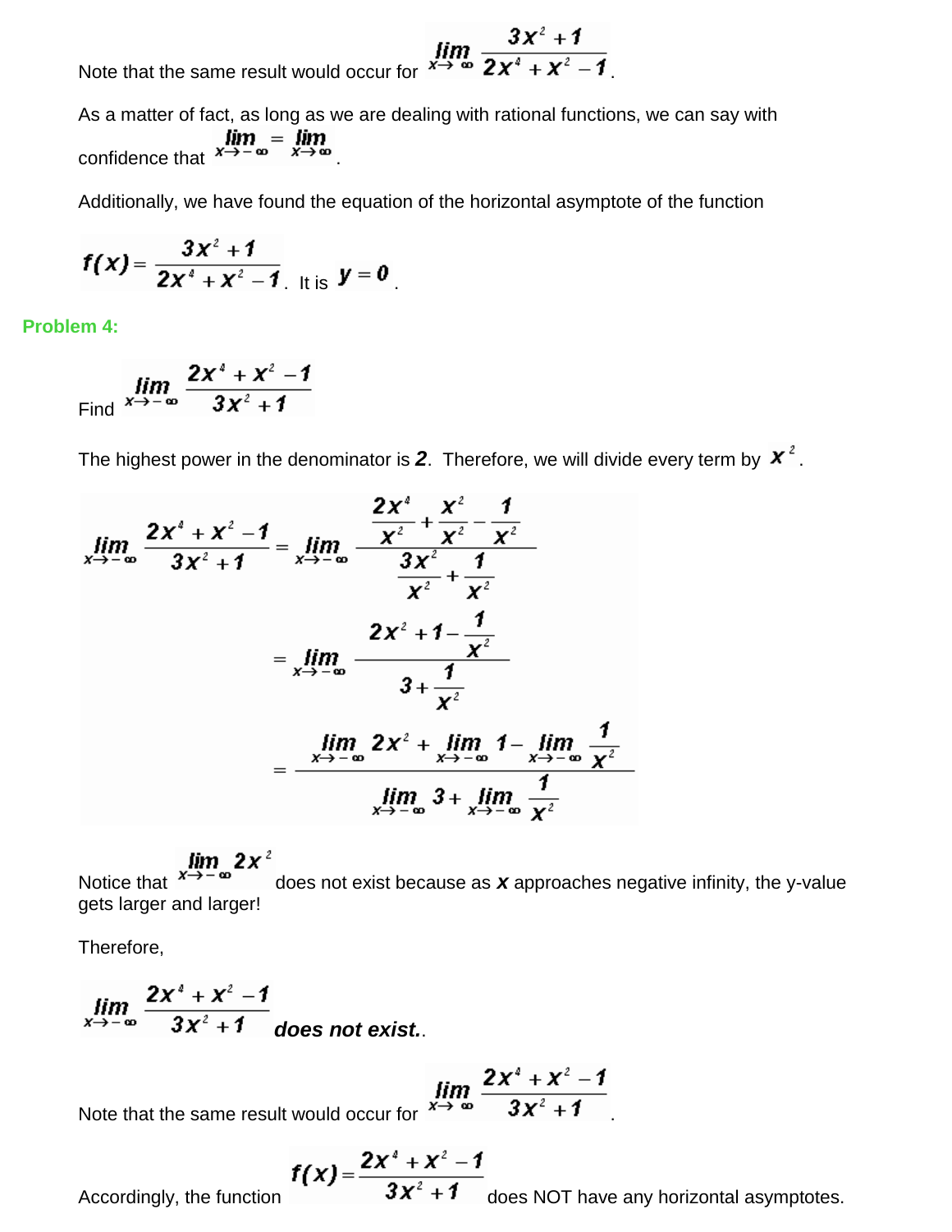Note that the same result would occur for $\lim\limits_{x \to \infty} \dfrac{3x^2+1}{2x^4+x^2-1}$.

As a matter of fact, as long as we are dealing with rational functions, we can say with confidence that $\lim\limits_{x \to -\infty} = \lim\limits_{x \to \infty}$.

Additionally, we have found the equation of the horizontal asymptote of the function

$f(x) = \dfrac{3x^2+1}{2x^4+x^2-1}$. It is $y = 0$.

## Problem 4:

Find $\lim\limits_{x \to -\infty} \dfrac{2x^4+x^2-1}{3x^2+1}$

The highest power in the denominator is ***2***. Therefore, we will divide every term by $x^2$.

$$
\begin{aligned}
\lim_{x \to -\infty} \frac{2x^4+x^2-1}{3x^2+1} &= \lim_{x \to -\infty} \frac{\dfrac{2x^4}{x^2}+\dfrac{x^2}{x^2}-\dfrac{1}{x^2}}{\dfrac{3x^2}{x^2}+\dfrac{1}{x^2}} \\
&= \lim_{x \to -\infty} \frac{2x^2+1-\dfrac{1}{x^2}}{3+\dfrac{1}{x^2}} \\
&= \frac{\lim\limits_{x \to -\infty} 2x^2 + \lim\limits_{x \to -\infty} 1 - \lim\limits_{x \to -\infty} \dfrac{1}{x^2}}{\lim\limits_{x \to -\infty} 3 + \lim\limits_{x \to -\infty} \dfrac{1}{x^2}}
\end{aligned}
$$

Notice that $\lim\limits_{x \to -\infty} 2x^2$ does not exist because as $x$ approaches negative infinity, the y-value gets larger and larger!

Therefore,

$\lim\limits_{x \to -\infty} \dfrac{2x^4+x^2-1}{3x^2+1}$ ***does not exist.***.

Note that the same result would occur for $\lim\limits_{x \to \infty} \dfrac{2x^4+x^2-1}{3x^2+1}$.

Accordingly, the function $f(x) = \dfrac{2x^4+x^2-1}{3x^2+1}$ does NOT have any horizontal asymptotes.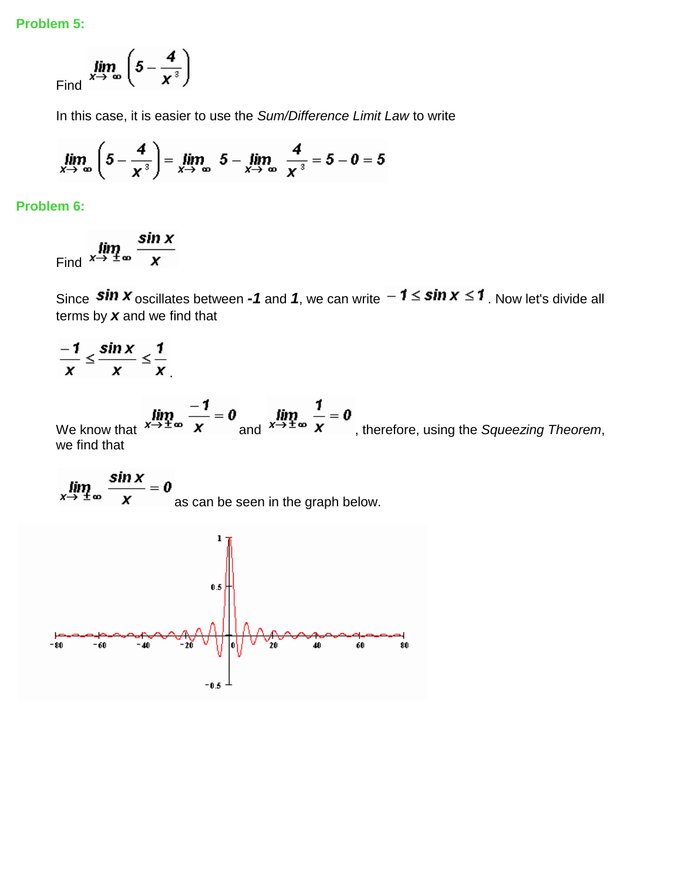**Problem 5:**

Find $\lim_{x \to \infty} \left(5 - \frac{4}{x^3}\right)$

In this case, it is easier to use the *Sum/Difference Limit Law* to write

$$\lim_{x \to \infty} \left(5 - \frac{4}{x^3}\right) = \lim_{x \to \infty} 5 - \lim_{x \to \infty} \frac{4}{x^3} = 5 - 0 = 5$$

**Problem 6:**

Find $\lim_{x \to \pm\infty} \frac{\sin x}{x}$

Since $\sin x$ oscillates between $-1$ and $1$, we can write $-1 \leq \sin x \leq 1$. Now let's divide all terms by $x$ and we find that

$$\frac{-1}{x} \leq \frac{\sin x}{x} \leq \frac{1}{x}.$$

We know that $\lim_{x \to \pm\infty} \frac{-1}{x} = 0$ and $\lim_{x \to \pm\infty} \frac{1}{x} = 0$, therefore, using the *Squeezing Theorem*, we find that

$\lim_{x \to \pm\infty} \frac{\sin x}{x} = 0$ as can be seen in the graph below.

1
0.5
-0.5
-80
-60
-40
-20
0
20
40
60
80